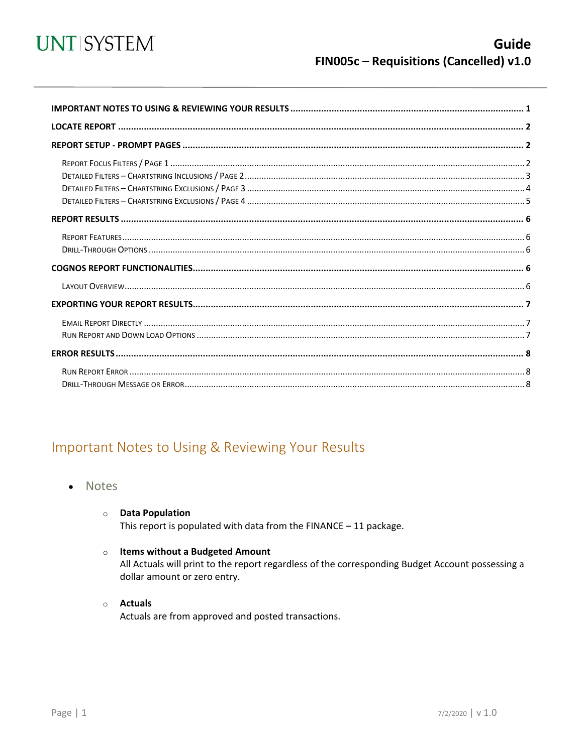UNT | SYSTEM

# Guide
## FIN005c – Requisitions (Cancelled) v1.0

- **IMPORTANT NOTES TO USING & REVIEWING YOUR RESULTS** .......... 1
- **LOCATE REPORT** .......... 2
- **REPORT SETUP - PROMPT PAGES** .......... 2
  - Report Focus Filters / Page 1 .......... 2
  - Detailed Filters – Chartstring Inclusions / Page 2 .......... 3
  - Detailed Filters – Chartstring Exclusions / Page 3 .......... 4
  - Detailed Filters – Chartstring Exclusions / Page 4 .......... 5
- **REPORT RESULTS** .......... 6
  - Report Features .......... 6
  - Drill-Through Options .......... 6
- **COGNOS REPORT FUNCTIONALITIES** .......... 6
  - Layout Overview .......... 6
- **EXPORTING YOUR REPORT RESULTS** .......... 7
  - Email Report Directly .......... 7
  - Run Report and Down Load Options .......... 7
- **ERROR RESULTS** .......... 8
  - Run Report Error .......... 8
  - Drill-Through Message or Error .......... 8

## Important Notes to Using & Reviewing Your Results

- Notes
  - **Data Population**
    This report is populated with data from the FINANCE – 11 package.
  - **Items without a Budgeted Amount**
    All Actuals will print to the report regardless of the corresponding Budget Account possessing a dollar amount or zero entry.
  - **Actuals**
    Actuals are from approved and posted transactions.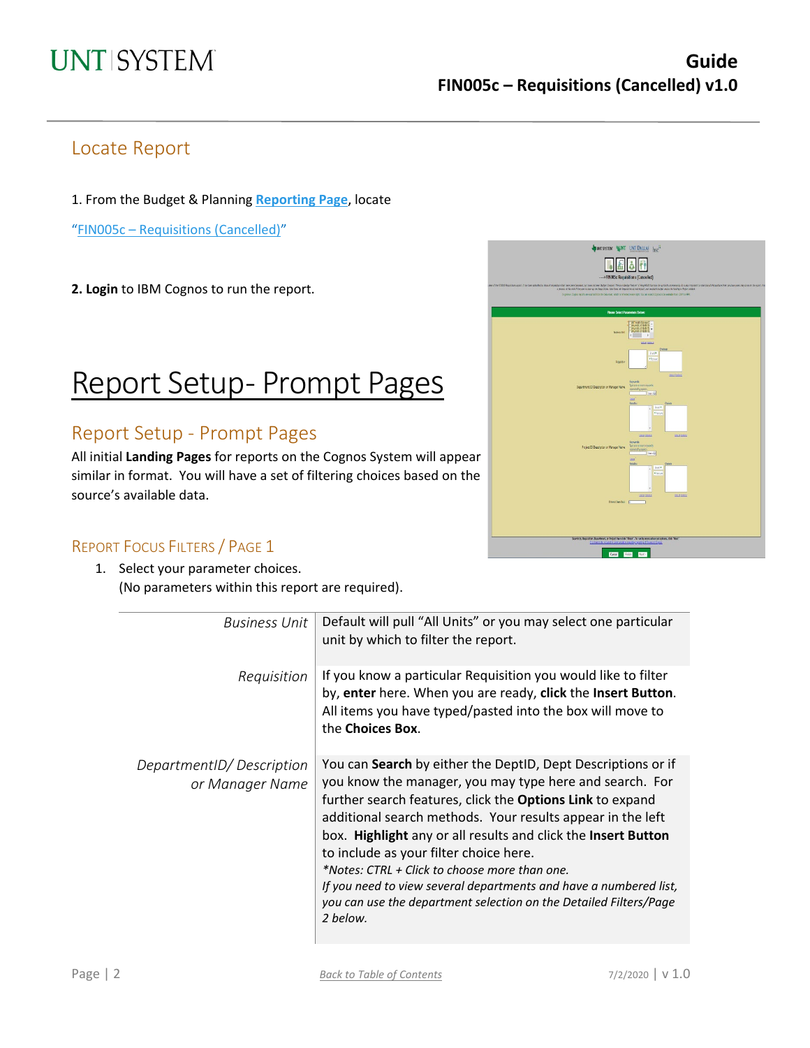## Locate Report

1. From the Budget & Planning **Reporting Page**, locate

"FIN005c – Requisitions (Cancelled)"

**2. Login** to IBM Cognos to run the report.

# Report Setup- Prompt Pages

## Report Setup - Prompt Pages

All initial **Landing Pages** for reports on the Cognos System will appear similar in format. You will have a set of filtering choices based on the source's available data.

### Report Focus Filters / Page 1

1. Select your parameter choices.
   (No parameters within this report are required).

| | |
|---|---|
| *Business Unit* | Default will pull "All Units" or you may select one particular unit by which to filter the report. |
| *Requisition* | If you know a particular Requisition you would like to filter by, **enter** here. When you are ready, **click** the **Insert Button**. All items you have typed/pasted into the box will move to the **Choices Box**. |
| *DepartmentID/ Description or Manager Name* | You can **Search** by either the DeptID, Dept Descriptions or if you know the manager, you may type here and search. For further search features, click the **Options Link** to expand additional search methods. Your results appear in the left box. **Highlight** any or all results and click the **Insert Button** to include as your filter choice here. *\*Notes: CTRL + Click to choose more than one. If you need to view several departments and have a numbered list, you can use the department selection on the Detailed Filters/Page 2 below.* |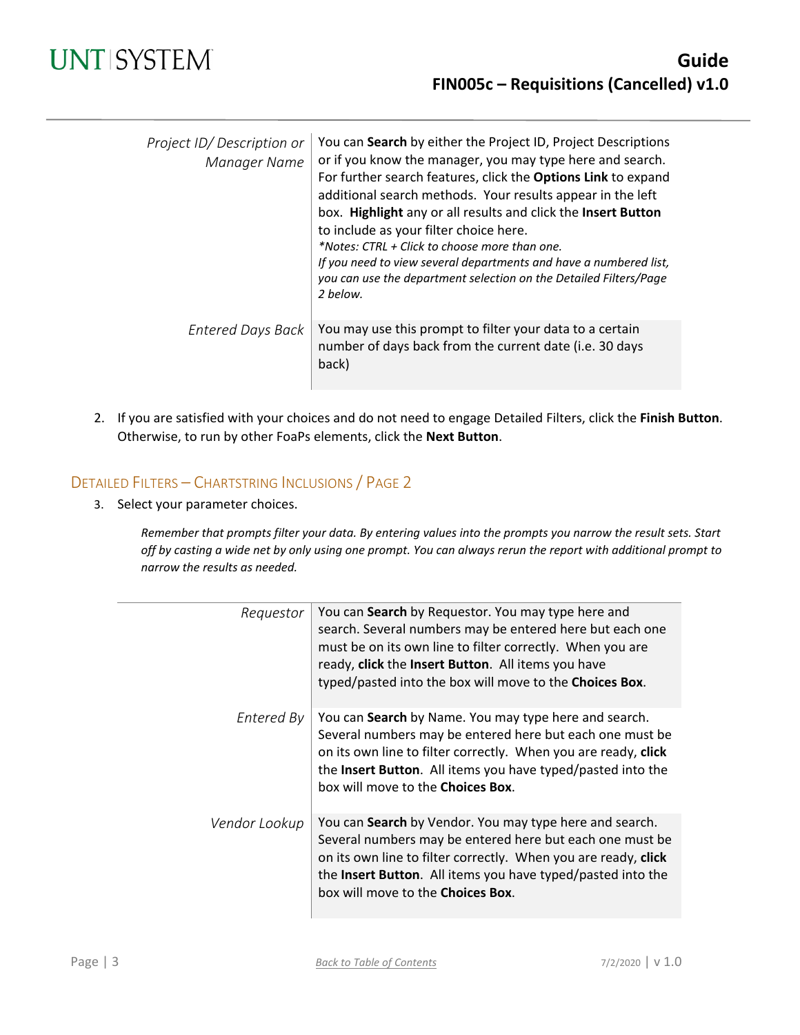| | |
|---|---|
| *Project ID/ Description or Manager Name* | You can **Search** by either the Project ID, Project Descriptions or if you know the manager, you may type here and search. For further search features, click the **Options Link** to expand additional search methods. Your results appear in the left box. **Highlight** any or all results and click the **Insert Button** to include as your filter choice here.<br>*\*Notes: CTRL + Click to choose more than one.*<br>*If you need to view several departments and have a numbered list, you can use the department selection on the Detailed Filters/Page 2 below.* |
| *Entered Days Back* | You may use this prompt to filter your data to a certain number of days back from the current date (i.e. 30 days back) |

2. If you are satisfied with your choices and do not need to engage Detailed Filters, click the **Finish Button**. Otherwise, to run by other FoaPs elements, click the **Next Button**.

## Detailed Filters – Chartstring Inclusions / Page 2

3. Select your parameter choices.

*Remember that prompts filter your data. By entering values into the prompts you narrow the result sets. Start off by casting a wide net by only using one prompt. You can always rerun the report with additional prompt to narrow the results as needed.*

| | |
|---|---|
| *Requestor* | You can **Search** by Requestor. You may type here and search. Several numbers may be entered here but each one must be on its own line to filter correctly. When you are ready, **click** the **Insert Button**. All items you have typed/pasted into the box will move to the **Choices Box**. |
| *Entered By* | You can **Search** by Name. You may type here and search. Several numbers may be entered here but each one must be on its own line to filter correctly. When you are ready, **click** the **Insert Button**. All items you have typed/pasted into the box will move to the **Choices Box**. |
| *Vendor Lookup* | You can **Search** by Vendor. You may type here and search. Several numbers may be entered here but each one must be on its own line to filter correctly. When you are ready, **click** the **Insert Button**. All items you have typed/pasted into the box will move to the **Choices Box**. |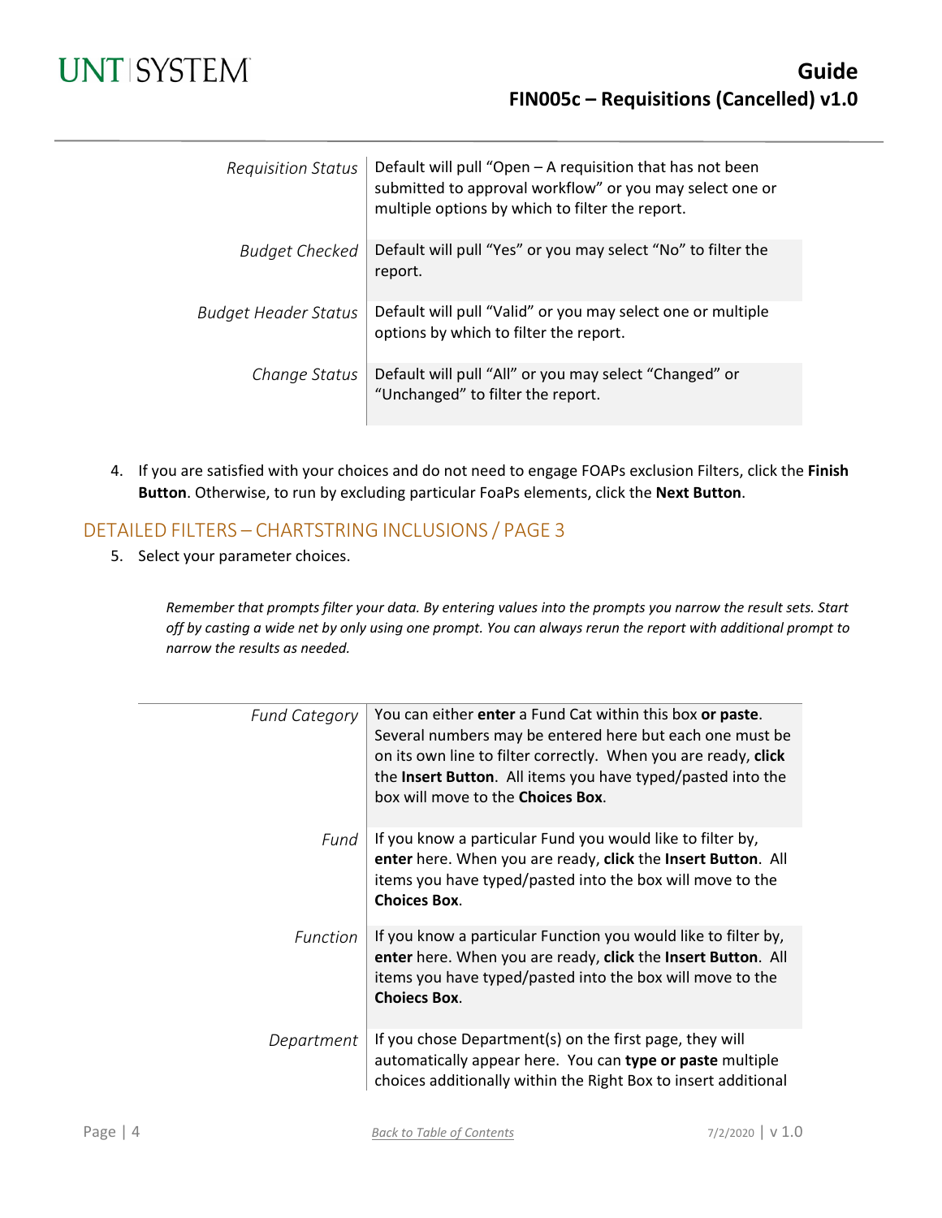| | |
|---|---|
| *Requisition Status* | Default will pull "Open – A requisition that has not been submitted to approval workflow" or you may select one or multiple options by which to filter the report. |
| *Budget Checked* | Default will pull "Yes" or you may select "No" to filter the report. |
| *Budget Header Status* | Default will pull "Valid" or you may select one or multiple options by which to filter the report. |
| *Change Status* | Default will pull "All" or you may select "Changed" or "Unchanged" to filter the report. |

4. If you are satisfied with your choices and do not need to engage FOAPs exclusion Filters, click the **Finish Button**. Otherwise, to run by excluding particular FoaPs elements, click the **Next Button**.

## DETAILED FILTERS – CHARTSTRING INCLUSIONS / PAGE 3

5. Select your parameter choices.

*Remember that prompts filter your data. By entering values into the prompts you narrow the result sets. Start off by casting a wide net by only using one prompt. You can always rerun the report with additional prompt to narrow the results as needed.*

| | |
|---|---|
| *Fund Category* | You can either **enter** a Fund Cat within this box **or paste**. Several numbers may be entered here but each one must be on its own line to filter correctly. When you are ready, **click** the **Insert Button**. All items you have typed/pasted into the box will move to the **Choices Box**. |
| *Fund* | If you know a particular Fund you would like to filter by, **enter** here. When you are ready, **click** the **Insert Button**. All items you have typed/pasted into the box will move to the **Choices Box**. |
| *Function* | If you know a particular Function you would like to filter by, **enter** here. When you are ready, **click** the **Insert Button**. All items you have typed/pasted into the box will move to the **Choiecs Box**. |
| *Department* | If you chose Department(s) on the first page, they will automatically appear here. You can **type or paste** multiple choices additionally within the Right Box to insert additional |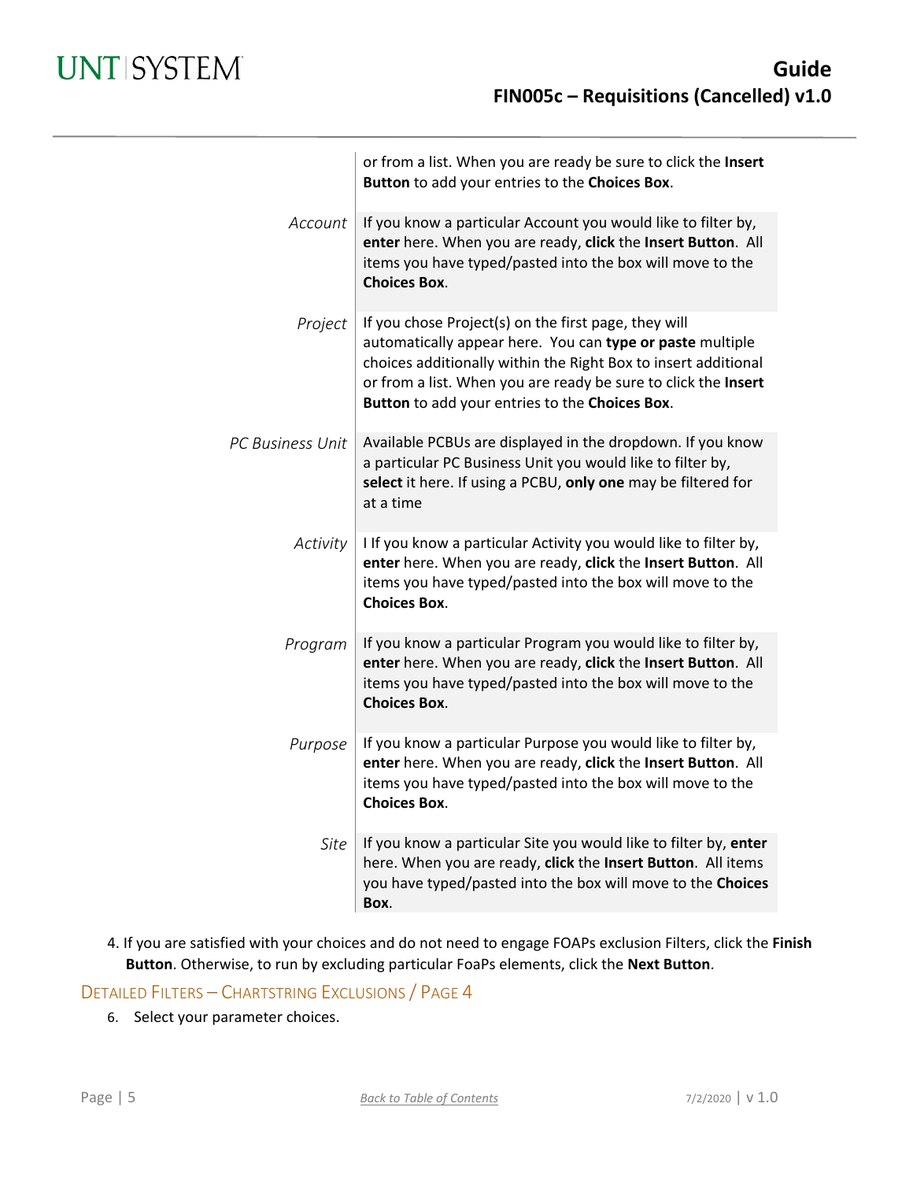| | |
|---|---|
| | or from a list. When you are ready be sure to click the **Insert Button** to add your entries to the **Choices Box**. |
| *Account* | If you know a particular Account you would like to filter by, **enter** here. When you are ready, **click** the **Insert Button**. All items you have typed/pasted into the box will move to the **Choices Box**. |
| *Project* | If you chose Project(s) on the first page, they will automatically appear here. You can **type or paste** multiple choices additionally within the Right Box to insert additional or from a list. When you are ready be sure to click the **Insert Button** to add your entries to the **Choices Box**. |
| *PC Business Unit* | Available PCBUs are displayed in the dropdown. If you know a particular PC Business Unit you would like to filter by, **select** it here. If using a PCBU, **only one** may be filtered for at a time |
| *Activity* | I If you know a particular Activity you would like to filter by, **enter** here. When you are ready, **click** the **Insert Button**. All items you have typed/pasted into the box will move to the **Choices Box**. |
| *Program* | If you know a particular Program you would like to filter by, **enter** here. When you are ready, **click** the **Insert Button**. All items you have typed/pasted into the box will move to the **Choices Box**. |
| *Purpose* | If you know a particular Purpose you would like to filter by, **enter** here. When you are ready, **click** the **Insert Button**. All items you have typed/pasted into the box will move to the **Choices Box**. |
| *Site* | If you know a particular Site you would like to filter by, **enter** here. When you are ready, **click** the **Insert Button**. All items you have typed/pasted into the box will move to the **Choices Box**. |

4. If you are satisfied with your choices and do not need to engage FOAPs exclusion Filters, click the **Finish Button**. Otherwise, to run by excluding particular FoaPs elements, click the **Next Button**.

### Detailed Filters – Chartstring Exclusions / Page 4

6. Select your parameter choices.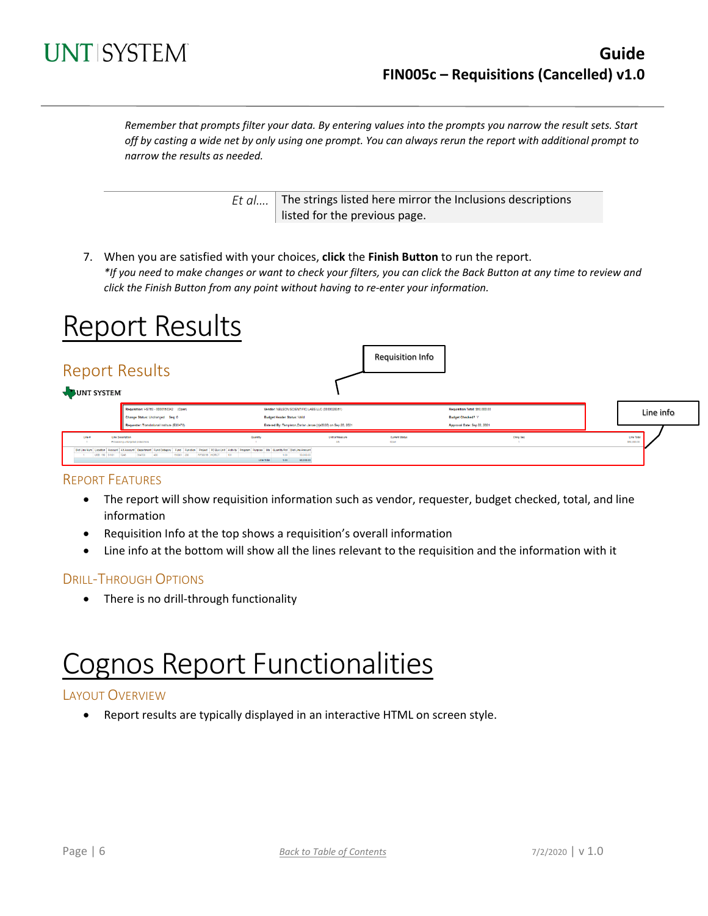*Remember that prompts filter your data. By entering values into the prompts you narrow the result sets. Start off by casting a wide net by only using one prompt. You can always rerun the report with additional prompt to narrow the results as needed.*

| | |
|---|---|
| *Et al....* | The strings listed here mirror the Inclusions descriptions listed for the previous page. |

7. When you are satisfied with your choices, **click** the **Finish Button** to run the report.
   *\*If you need to make changes or want to check your filters, you can click the Back Button at any time to review and click the Finish Button from any point without having to re-enter your information.*

# Report Results

Requisition Info

Line info

### Report Features

- The report will show requisition information such as vendor, requester, budget checked, total, and line information
- Requisition Info at the top shows a requisition's overall information
- Line info at the bottom will show all the lines relevant to the requisition and the information with it

### Drill-Through Options

- There is no drill-through functionality

# Cognos Report Functionalities

### Layout Overview

- Report results are typically displayed in an interactive HTML on screen style.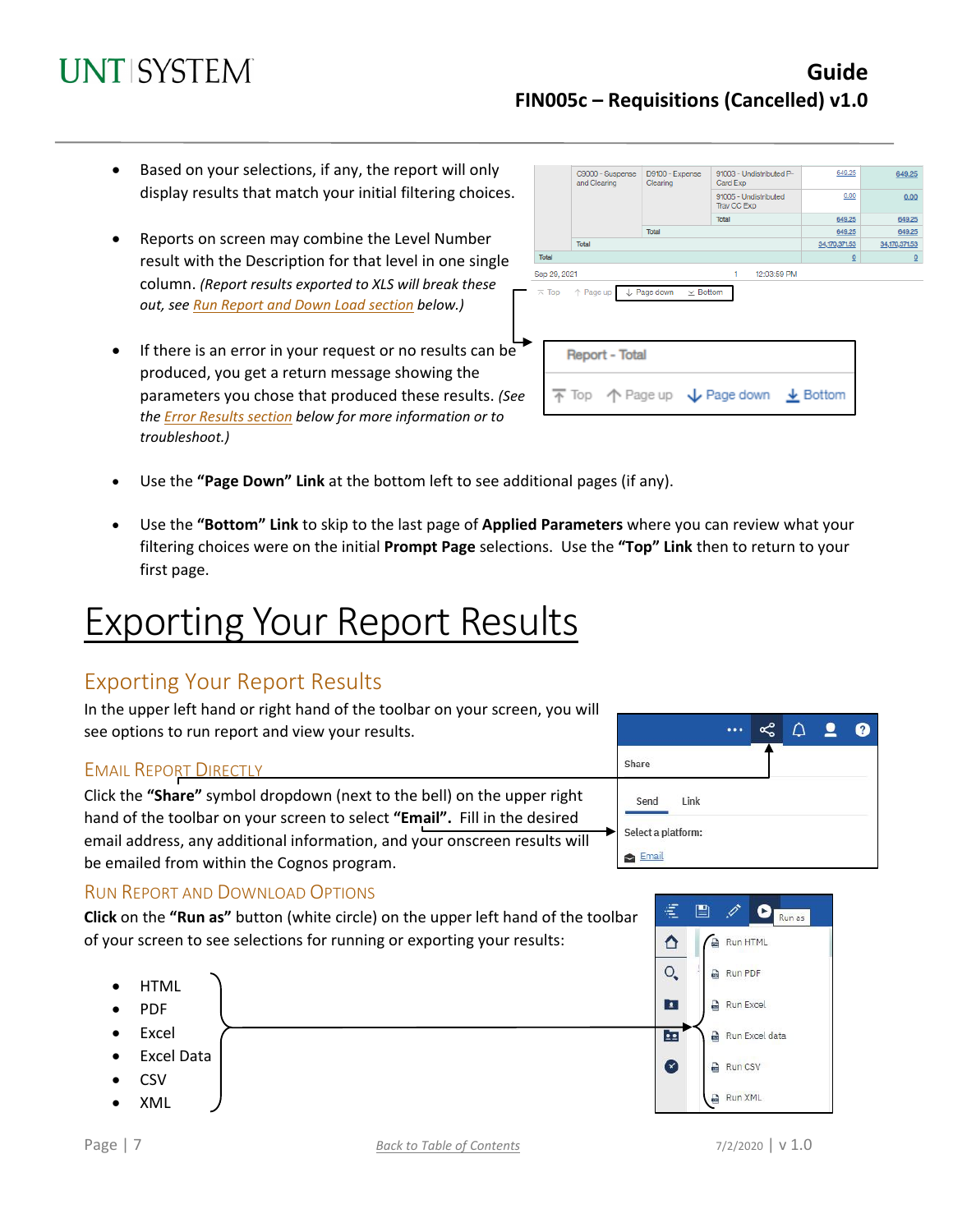- Based on your selections, if any, the report will only display results that match your initial filtering choices.

- Reports on screen may combine the Level Number result with the Description for that level in one single column. *(Report results exported to XLS will break these out, see [Run Report and Down Load section](#) below.)*

- If there is an error in your request or no results can be produced, you get a return message showing the parameters you chose that produced these results. *(See the [Error Results section](#) below for more information or to troubleshoot.)*

- Use the **"Page Down" Link** at the bottom left to see additional pages (if any).

- Use the **"Bottom" Link** to skip to the last page of **Applied Parameters** where you can review what your filtering choices were on the initial **Prompt Page** selections. Use the **"Top" Link** then to return to your first page.

# Exporting Your Report Results

## Exporting Your Report Results

In the upper left hand or right hand of the toolbar on your screen, you will see options to run report and view your results.

### Email Report Directly

Click the **"Share"** symbol dropdown (next to the bell) on the upper right hand of the toolbar on your screen to select **"Email".** Fill in the desired email address, any additional information, and your onscreen results will be emailed from within the Cognos program.

### Run Report and Download Options

**Click** on the **"Run as"** button (white circle) on the upper left hand of the toolbar of your screen to see selections for running or exporting your results:

- HTML
- PDF
- Excel
- Excel Data
- CSV
- XML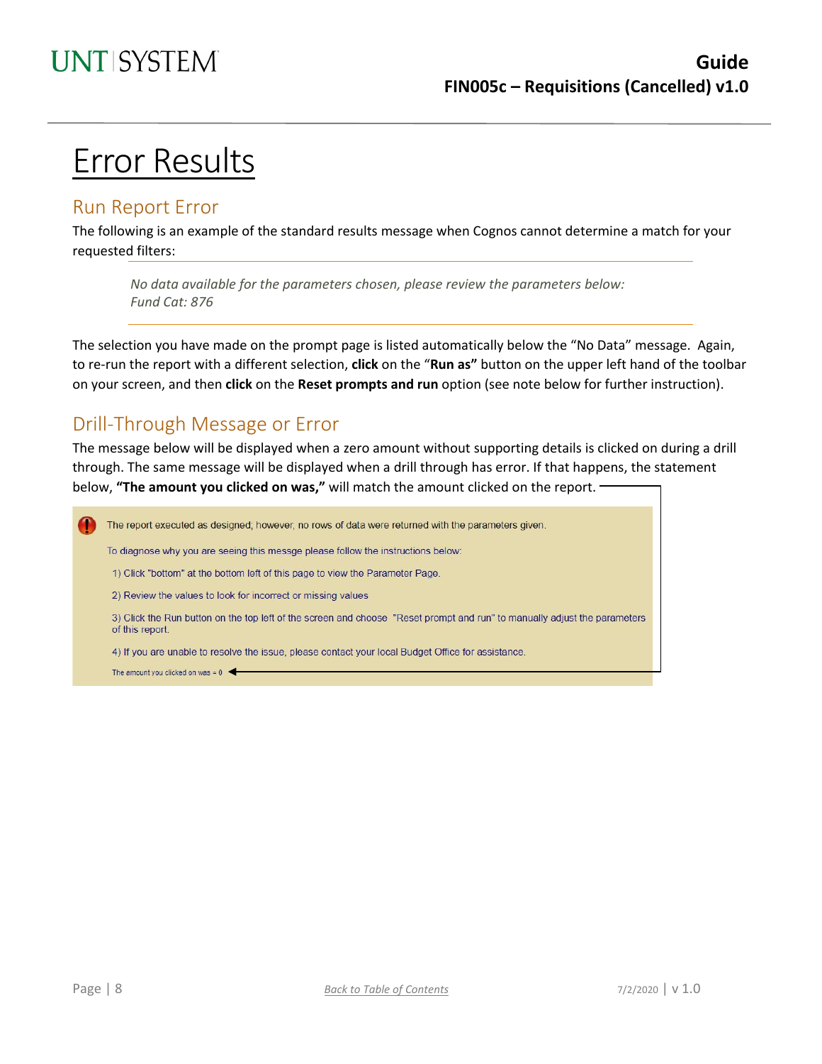# Error Results

## Run Report Error

The following is an example of the standard results message when Cognos cannot determine a match for your requested filters:

> *No data available for the parameters chosen, please review the parameters below:*
> *Fund Cat: 876*

The selection you have made on the prompt page is listed automatically below the "No Data" message. Again, to re-run the report with a different selection, **click** on the "**Run as"** button on the upper left hand of the toolbar on your screen, and then **click** on the **Reset prompts and run** option (see note below for further instruction).

## Drill-Through Message or Error

The message below will be displayed when a zero amount without supporting details is clicked on during a drill through. The same message will be displayed when a drill through has error. If that happens, the statement below, **"The amount you clicked on was,"** will match the amount clicked on the report.

The report executed as designed; however, no rows of data were returned with the parameters given.

To diagnose why you are seeing this messge please follow the instructions below:

1) Click "bottom" at the bottom left of this page to view the Parameter Page.

2) Review the values to look for incorrect or missing values

3) Click the Run button on the top left of the screen and choose "Reset prompt and run" to manually adjust the parameters of this report.

4) If you are unable to resolve the issue, please contact your local Budget Office for assistance.

The amount you clicked on was = 0